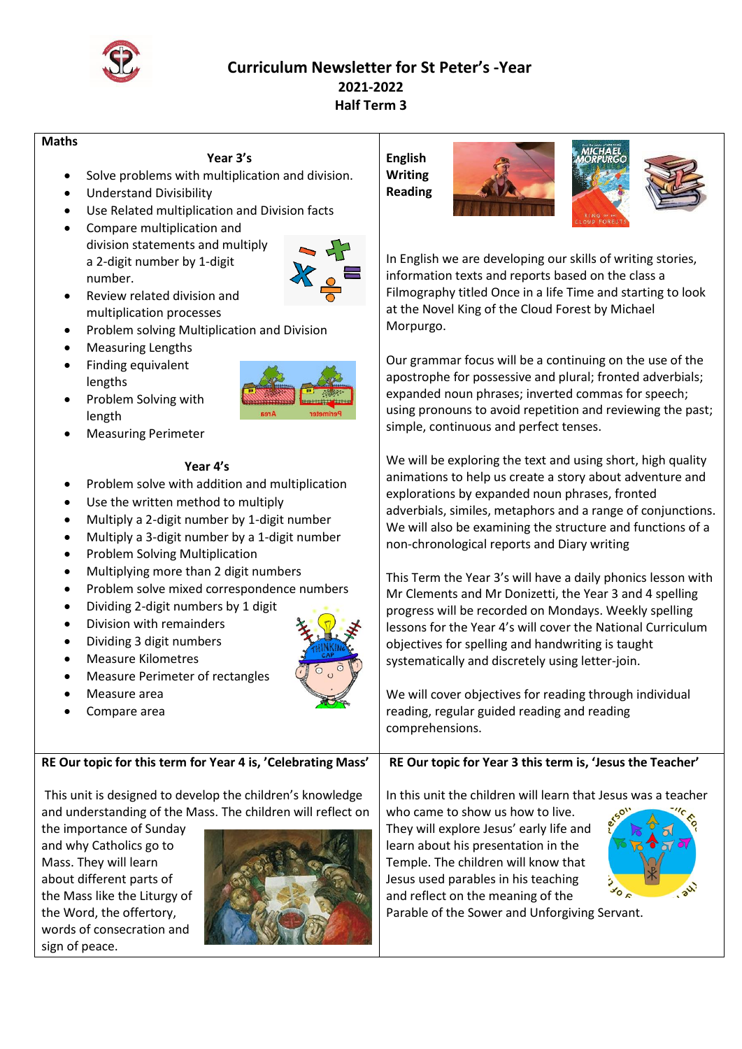# Curriculum Newsletter for St Peter's -Year 2021-2022 Half Term 3

## Maths

### Year 3's

- Solve problems with multiplication and division.
- Understand Divisibility
- Use Related multiplication and Division facts
- Compare multiplication and division statements and multiply a 2-digit number by 1-digit number.
- Review related division and multiplication processes
- Problem solving Multiplication and Division
- Measuring Lengths
- Finding equivalent lengths
- Problem Solving with length
- Measuring Perimeter

### Year 4's

- Problem solve with addition and multiplication
- Use the written method to multiply
- Multiply a 2-digit number by 1-digit number
- Multiply a 3-digit number by a 1-digit number
- Problem Solving Multiplication
- Multiplying more than 2 digit numbers
- Problem solve mixed correspondence numbers
- Dividing 2-digit numbers by 1 digit
- Division with remainders
- Dividing 3 digit numbers
- Measure Kilometres
- Measure Perimeter of rectangles
- Measure area
- Compare area

## English Writing Reading

In English we are developing our skills of writing stories, information texts and reports based on the class a Filmography titled Once in a life Time and starting to look at the Novel King of the Cloud Forest by Michael Morpurgo.

Our grammar focus will be a continuing on the use of the apostrophe for possessive and plural; fronted adverbials; expanded noun phrases; inverted commas for speech; using pronouns to avoid repetition and reviewing the past; simple, continuous and perfect tenses.

We will be exploring the text and using short, high quality animations to help us create a story about adventure and explorations by expanded noun phrases, fronted adverbials, similes, metaphors and a range of conjunctions. We will also be examining the structure and functions of a non-chronological reports and Diary writing

This Term the Year 3's will have a daily phonics lesson with Mr Clements and Mr Donizetti, the Year 3 and 4 spelling progress will be recorded on Mondays. Weekly spelling lessons for the Year 4's will cover the National Curriculum objectives for spelling and handwriting is taught systematically and discretely using letter-join.

We will cover objectives for reading through individual reading, regular guided reading and reading comprehensions.

## RE Our topic for this term for Year 4 is, 'Celebrating Mass'

This unit is designed to develop the children's knowledge and understanding of the Mass. The children will reflect on the importance of Sunday and why Catholics go to Mass. They will learn about different parts of the Mass like the Liturgy of the Word, the offertory, words of consecration and sign of peace.

## RE Our topic for Year 3 this term is, 'Jesus the Teacher'

In this unit the children will learn that Jesus was a teacher who came to show us how to live. They will explore Jesus' early life and learn about his presentation in the Temple. The children will know that Jesus used parables in his teaching and reflect on the meaning of the Parable of the Sower and Unforgiving Servant.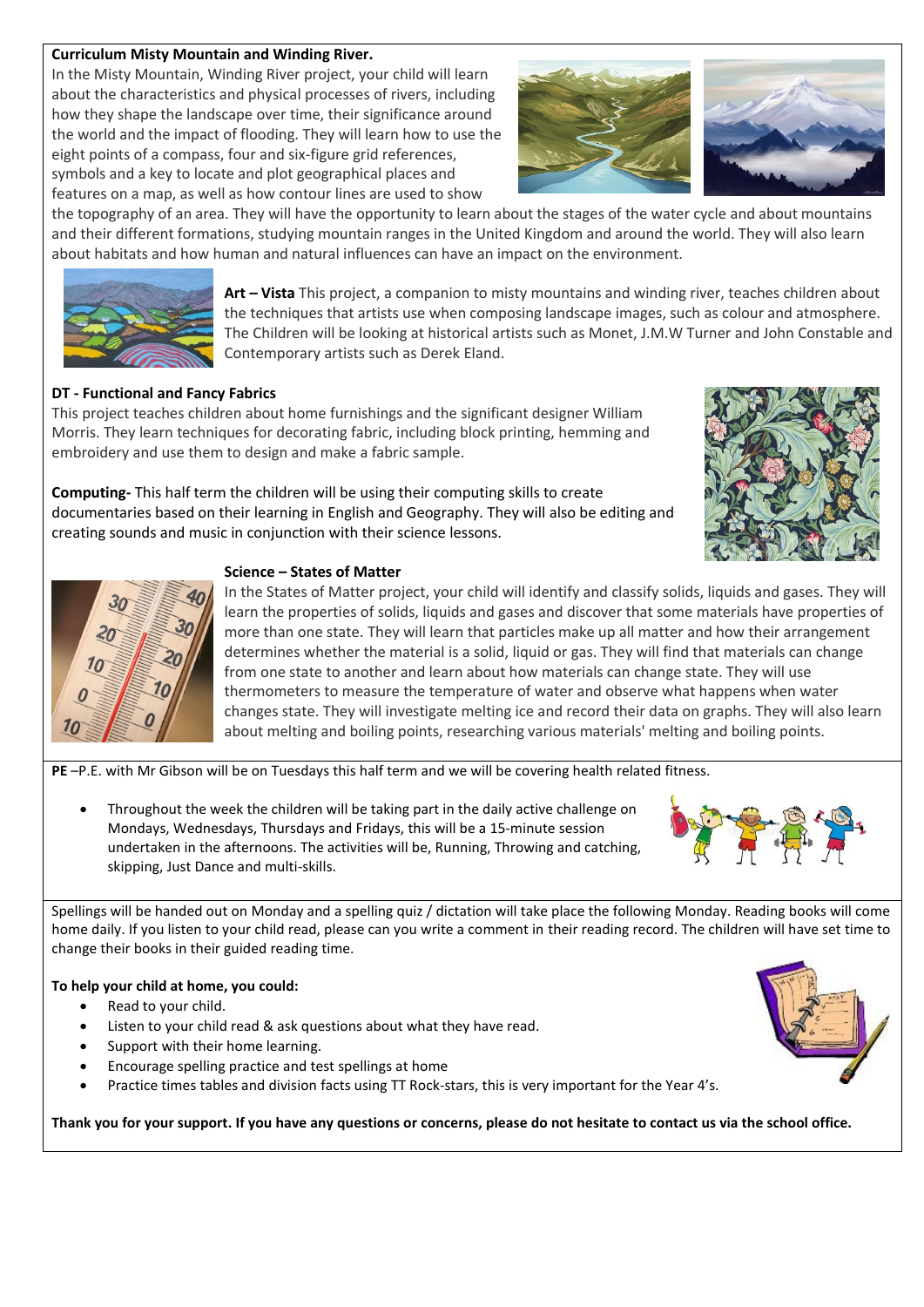**Curriculum Misty Mountain and Winding River.**

In the Misty Mountain, Winding River project, your child will learn about the characteristics and physical processes of rivers, including how they shape the landscape over time, their significance around the world and the impact of flooding. They will learn how to use the eight points of a compass, four and six-figure grid references, symbols and a key to locate and plot geographical places and features on a map, as well as how contour lines are used to show the topography of an area. They will have the opportunity to learn about the stages of the water cycle and about mountains and their different formations, studying mountain ranges in the United Kingdom and around the world. They will also learn about habitats and how human and natural influences can have an impact on the environment.

**Art – Vista** This project, a companion to misty mountains and winding river, teaches children about the techniques that artists use when composing landscape images, such as colour and atmosphere. The Children will be looking at historical artists such as Monet, J.M.W Turner and John Constable and Contemporary artists such as Derek Eland.

**DT - Functional and Fancy Fabrics**

This project teaches children about home furnishings and the significant designer William Morris. They learn techniques for decorating fabric, including block printing, hemming and embroidery and use them to design and make a fabric sample.

**Computing-** This half term the children will be using their computing skills to create documentaries based on their learning in English and Geography. They will also be editing and creating sounds and music in conjunction with their science lessons.

**Science – States of Matter**

In the States of Matter project, your child will identify and classify solids, liquids and gases. They will learn the properties of solids, liquids and gases and discover that some materials have properties of more than one state. They will learn that particles make up all matter and how their arrangement determines whether the material is a solid, liquid or gas. They will find that materials can change from one state to another and learn about how materials can change state. They will use thermometers to measure the temperature of water and observe what happens when water changes state. They will investigate melting ice and record their data on graphs. They will also learn about melting and boiling points, researching various materials' melting and boiling points.

**PE** –P.E. with Mr Gibson will be on Tuesdays this half term and we will be covering health related fitness.

- Throughout the week the children will be taking part in the daily active challenge on Mondays, Wednesdays, Thursdays and Fridays, this will be a 15-minute session undertaken in the afternoons. The activities will be, Running, Throwing and catching, skipping, Just Dance and multi-skills.

Spellings will be handed out on Monday and a spelling quiz / dictation will take place the following Monday. Reading books will come home daily. If you listen to your child read, please can you write a comment in their reading record. The children will have set time to change their books in their guided reading time.

**To help your child at home, you could:**

- Read to your child.
- Listen to your child read & ask questions about what they have read.
- Support with their home learning.
- Encourage spelling practice and test spellings at home
- Practice times tables and division facts using TT Rock-stars, this is very important for the Year 4's.

**Thank you for your support. If you have any questions or concerns, please do not hesitate to contact us via the school office.**